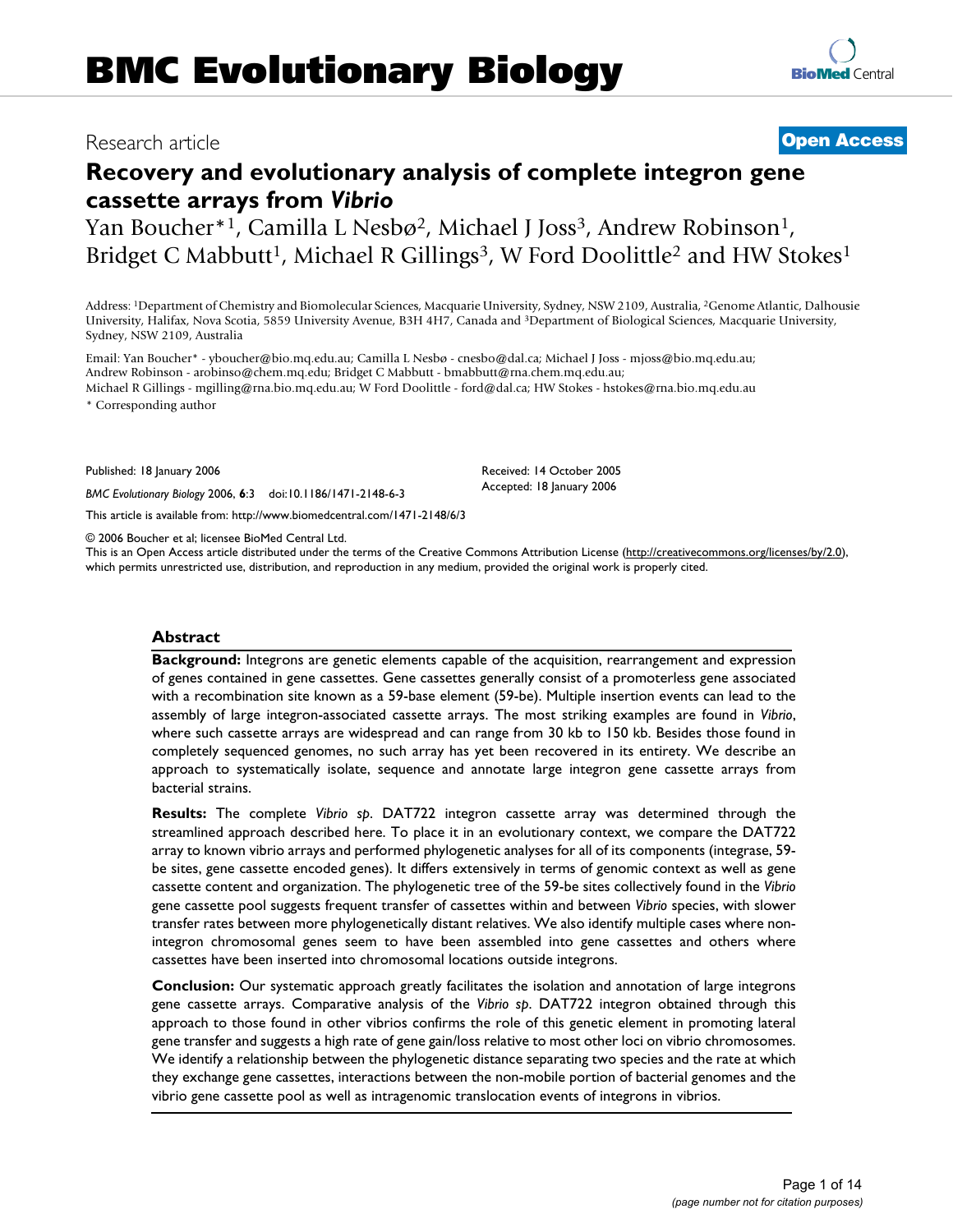# BMC Evolutionary Biology

Research article **Open Access**

## Recovery and evolutionary analysis of complete integron gene cassette arrays from *Vibrio*

Yan Boucher*[1], Camilla L Nesbø[2], Michael J Joss[3], Andrew Robinson[1], Bridget C Mabbutt[1], Michael R Gillings[3], W Ford Doolittle[2] and HW Stokes[1]

Address: [1]Department of Chemistry and Biomolecular Sciences, Macquarie University, Sydney, NSW 2109, Australia, [2]Genome Atlantic, Dalhousie University, Halifax, Nova Scotia, 5859 University Avenue, B3H 4H7, Canada and [3]Department of Biological Sciences, Macquarie University, Sydney, NSW 2109, Australia

Email: Yan Boucher* - yboucher@bio.mq.edu.au; Camilla L Nesbø - cnesbo@dal.ca; Michael J Joss - mjoss@bio.mq.edu.au; Andrew Robinson - arobinso@chem.mq.edu; Bridget C Mabbutt - bmabbutt@rna.chem.mq.edu.au; Michael R Gillings - mgilling@rna.bio.mq.edu.au; W Ford Doolittle - ford@dal.ca; HW Stokes - hstokes@rna.bio.mq.edu.au

\* Corresponding author

Published: 18 January 2006

*BMC Evolutionary Biology* 2006, **6**:3 doi:10.1186/1471-2148-6-3

Received: 14 October 2005
Accepted: 18 January 2006

This article is available from: http://www.biomedcentral.com/1471-2148/6/3

© 2006 Boucher et al; licensee BioMed Central Ltd.
This is an Open Access article distributed under the terms of the Creative Commons Attribution License (http://creativecommons.org/licenses/by/2.0), which permits unrestricted use, distribution, and reproduction in any medium, provided the original work is properly cited.

### Abstract

**Background:** Integrons are genetic elements capable of the acquisition, rearrangement and expression of genes contained in gene cassettes. Gene cassettes generally consist of a promoterless gene associated with a recombination site known as a 59-base element (59-be). Multiple insertion events can lead to the assembly of large integron-associated cassette arrays. The most striking examples are found in *Vibrio*, where such cassette arrays are widespread and can range from 30 kb to 150 kb. Besides those found in completely sequenced genomes, no such array has yet been recovered in its entirety. We describe an approach to systematically isolate, sequence and annotate large integron gene cassette arrays from bacterial strains.

**Results:** The complete *Vibrio sp*. DAT722 integron cassette array was determined through the streamlined approach described here. To place it in an evolutionary context, we compare the DAT722 array to known vibrio arrays and performed phylogenetic analyses for all of its components (integrase, 59-be sites, gene cassette encoded genes). It differs extensively in terms of genomic context as well as gene cassette content and organization. The phylogenetic tree of the 59-be sites collectively found in the *Vibrio* gene cassette pool suggests frequent transfer of cassettes within and between *Vibrio* species, with slower transfer rates between more phylogenetically distant relatives. We also identify multiple cases where non-integron chromosomal genes seem to have been assembled into gene cassettes and others where cassettes have been inserted into chromosomal locations outside integrons.

**Conclusion:** Our systematic approach greatly facilitates the isolation and annotation of large integrons gene cassette arrays. Comparative analysis of the *Vibrio sp*. DAT722 integron obtained through this approach to those found in other vibrios confirms the role of this genetic element in promoting lateral gene transfer and suggests a high rate of gene gain/loss relative to most other loci on vibrio chromosomes. We identify a relationship between the phylogenetic distance separating two species and the rate at which they exchange gene cassettes, interactions between the non-mobile portion of bacterial genomes and the vibrio gene cassette pool as well as intragenomic translocation events of integrons in vibrios.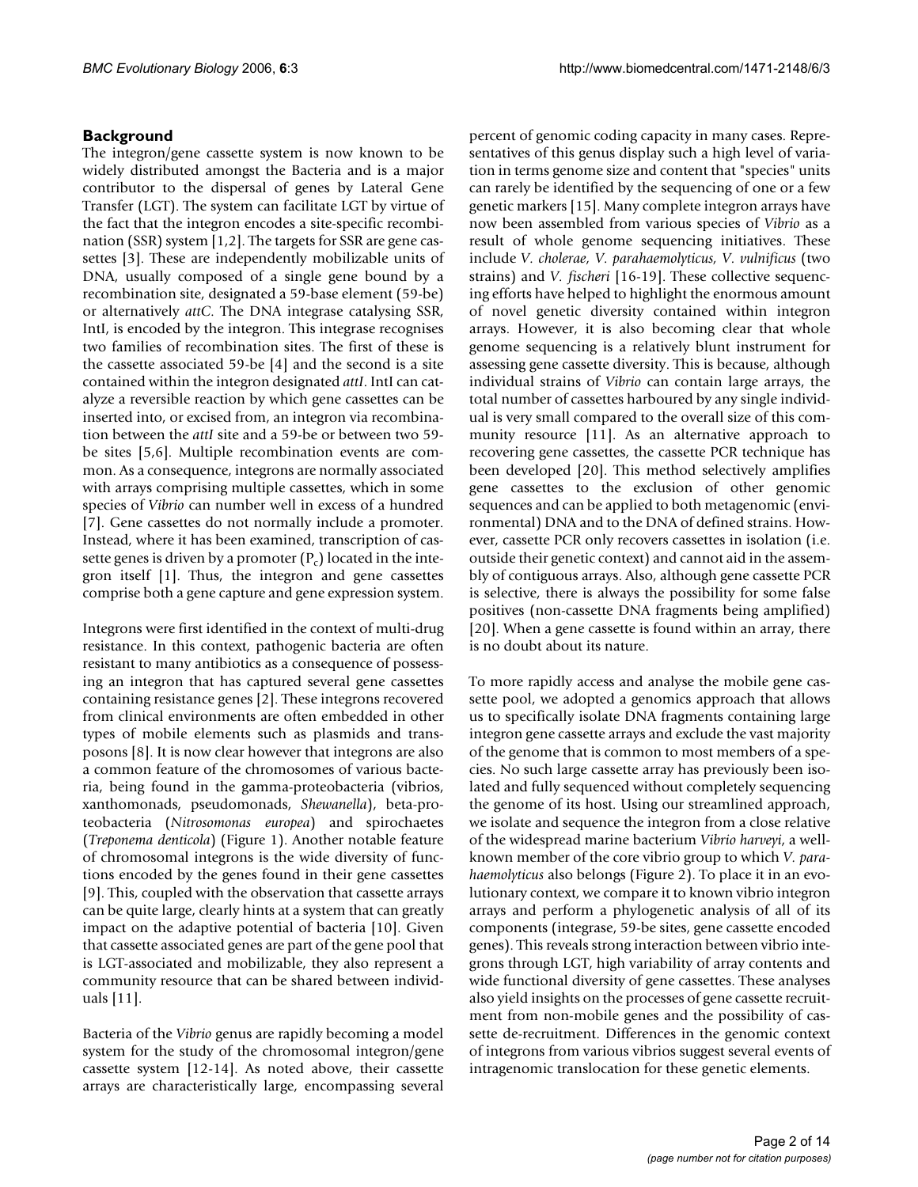## Background

The integron/gene cassette system is now known to be widely distributed amongst the Bacteria and is a major contributor to the dispersal of genes by Lateral Gene Transfer (LGT). The system can facilitate LGT by virtue of the fact that the integron encodes a site-specific recombination (SSR) system [1,2]. The targets for SSR are gene cassettes [3]. These are independently mobilizable units of DNA, usually composed of a single gene bound by a recombination site, designated a 59-base element (59-be) or alternatively *attC*. The DNA integrase catalysing SSR, IntI, is encoded by the integron. This integrase recognises two families of recombination sites. The first of these is the cassette associated 59-be [4] and the second is a site contained within the integron designated *attI*. IntI can catalyze a reversible reaction by which gene cassettes can be inserted into, or excised from, an integron via recombination between the *attI* site and a 59-be or between two 59-be sites [5,6]. Multiple recombination events are common. As a consequence, integrons are normally associated with arrays comprising multiple cassettes, which in some species of *Vibrio* can number well in excess of a hundred [7]. Gene cassettes do not normally include a promoter. Instead, where it has been examined, transcription of cassette genes is driven by a promoter ($P_c$) located in the integron itself [1]. Thus, the integron and gene cassettes comprise both a gene capture and gene expression system.

Integrons were first identified in the context of multi-drug resistance. In this context, pathogenic bacteria are often resistant to many antibiotics as a consequence of possessing an integron that has captured several gene cassettes containing resistance genes [2]. These integrons recovered from clinical environments are often embedded in other types of mobile elements such as plasmids and transposons [8]. It is now clear however that integrons are also a common feature of the chromosomes of various bacteria, being found in the gamma-proteobacteria (vibrios, xanthomonads, pseudomonads, *Shewanella*), beta-proteobacteria (*Nitrosomonas europea*) and spirochaetes (*Treponema denticola*) (Figure 1). Another notable feature of chromosomal integrons is the wide diversity of functions encoded by the genes found in their gene cassettes [9]. This, coupled with the observation that cassette arrays can be quite large, clearly hints at a system that can greatly impact on the adaptive potential of bacteria [10]. Given that cassette associated genes are part of the gene pool that is LGT-associated and mobilizable, they also represent a community resource that can be shared between individuals [11].

Bacteria of the *Vibrio* genus are rapidly becoming a model system for the study of the chromosomal integron/gene cassette system [12-14]. As noted above, their cassette arrays are characteristically large, encompassing several percent of genomic coding capacity in many cases. Representatives of this genus display such a high level of variation in terms genome size and content that "species" units can rarely be identified by the sequencing of one or a few genetic markers [15]. Many complete integron arrays have now been assembled from various species of *Vibrio* as a result of whole genome sequencing initiatives. These include *V. cholerae*, *V. parahaemolyticus*, *V. vulnificus* (two strains) and *V. fischeri* [16-19]. These collective sequencing efforts have helped to highlight the enormous amount of novel genetic diversity contained within integron arrays. However, it is also becoming clear that whole genome sequencing is a relatively blunt instrument for assessing gene cassette diversity. This is because, although individual strains of *Vibrio* can contain large arrays, the total number of cassettes harboured by any single individual is very small compared to the overall size of this community resource [11]. As an alternative approach to recovering gene cassettes, the cassette PCR technique has been developed [20]. This method selectively amplifies gene cassettes to the exclusion of other genomic sequences and can be applied to both metagenomic (environmental) DNA and to the DNA of defined strains. However, cassette PCR only recovers cassettes in isolation (i.e. outside their genetic context) and cannot aid in the assembly of contiguous arrays. Also, although gene cassette PCR is selective, there is always the possibility for some false positives (non-cassette DNA fragments being amplified) [20]. When a gene cassette is found within an array, there is no doubt about its nature.

To more rapidly access and analyse the mobile gene cassette pool, we adopted a genomics approach that allows us to specifically isolate DNA fragments containing large integron gene cassette arrays and exclude the vast majority of the genome that is common to most members of a species. No such large cassette array has previously been isolated and fully sequenced without completely sequencing the genome of its host. Using our streamlined approach, we isolate and sequence the integron from a close relative of the widespread marine bacterium *Vibrio harveyi*, a well-known member of the core vibrio group to which *V. parahaemolyticus* also belongs (Figure 2). To place it in an evolutionary context, we compare it to known vibrio integron arrays and perform a phylogenetic analysis of all of its components (integrase, 59-be sites, gene cassette encoded genes). This reveals strong interaction between vibrio integrons through LGT, high variability of array contents and wide functional diversity of gene cassettes. These analyses also yield insights on the processes of gene cassette recruitment from non-mobile genes and the possibility of cassette de-recruitment. Differences in the genomic context of integrons from various vibrios suggest several events of intragenomic translocation for these genetic elements.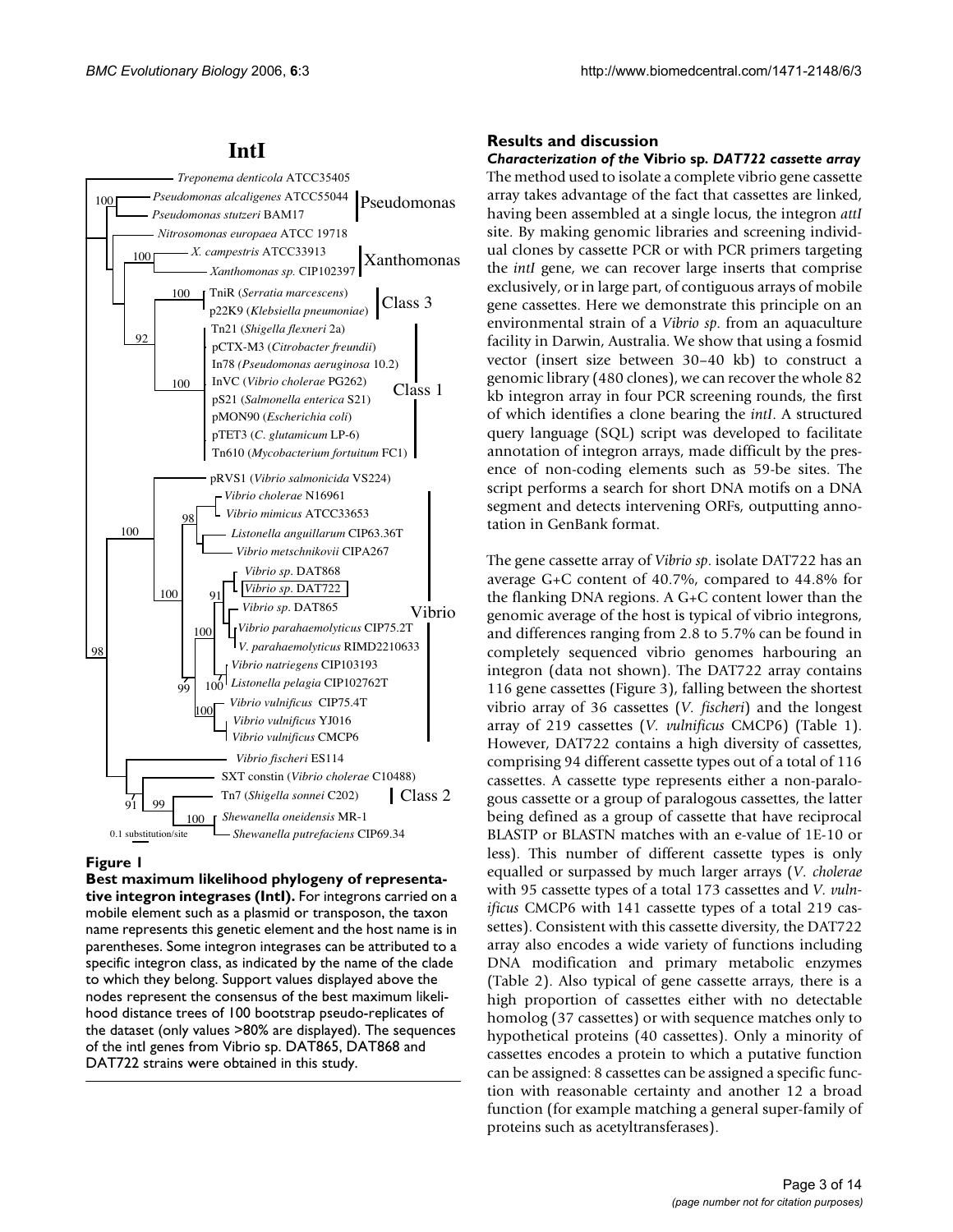**Figure 1**

**Best maximum likelihood phylogeny of representative integron integrases (IntI).** For integrons carried on a mobile element such as a plasmid or transposon, the taxon name represents this genetic element and the host name is in parentheses. Some integron integrases can be attributed to a specific integron class, as indicated by the name of the clade to which they belong. Support values displayed above the nodes represent the consensus of the best maximum likelihood distance trees of 100 bootstrap pseudo-replicates of the dataset (only values >80% are displayed). The sequences of the intI genes from Vibrio sp. DAT865, DAT868 and DAT722 strains were obtained in this study.

## Results and discussion

### *Characterization of the* Vibrio sp. *DAT722 cassette array*

The method used to isolate a complete vibrio gene cassette array takes advantage of the fact that cassettes are linked, having been assembled at a single locus, the integron *attI* site. By making genomic libraries and screening individual clones by cassette PCR or with PCR primers targeting the *intI* gene, we can recover large inserts that comprise exclusively, or in large part, of contiguous arrays of mobile gene cassettes. Here we demonstrate this principle on an environmental strain of a *Vibrio sp*. from an aquaculture facility in Darwin, Australia. We show that using a fosmid vector (insert size between 30–40 kb) to construct a genomic library (480 clones), we can recover the whole 82 kb integron array in four PCR screening rounds, the first of which identifies a clone bearing the *intI*. A structured query language (SQL) script was developed to facilitate annotation of integron arrays, made difficult by the presence of non-coding elements such as 59-be sites. The script performs a search for short DNA motifs on a DNA segment and detects intervening ORFs, outputting annotation in GenBank format.

The gene cassette array of *Vibrio sp*. isolate DAT722 has an average G+C content of 40.7%, compared to 44.8% for the flanking DNA regions. A G+C content lower than the genomic average of the host is typical of vibrio integrons, and differences ranging from 2.8 to 5.7% can be found in completely sequenced vibrio genomes harbouring an integron (data not shown). The DAT722 array contains 116 gene cassettes (Figure 3), falling between the shortest vibrio array of 36 cassettes (*V. fischeri*) and the longest array of 219 cassettes (*V. vulnificus* CMCP6) (Table 1). However, DAT722 contains a high diversity of cassettes, comprising 94 different cassette types out of a total of 116 cassettes. A cassette type represents either a non-paralogous cassette or a group of paralogous cassettes, the latter being defined as a group of cassette that have reciprocal BLASTP or BLASTN matches with an e-value of 1E-10 or less). This number of different cassette types is only equalled or surpassed by much larger arrays (*V. cholerae* with 95 cassette types of a total 173 cassettes and *V. vulnificus* CMCP6 with 141 cassette types of a total 219 cassettes). Consistent with this cassette diversity, the DAT722 array also encodes a wide variety of functions including DNA modification and primary metabolic enzymes (Table 2). Also typical of gene cassette arrays, there is a high proportion of cassettes either with no detectable homolog (37 cassettes) or with sequence matches only to hypothetical proteins (40 cassettes). Only a minority of cassettes encodes a protein to which a putative function can be assigned: 8 cassettes can be assigned a specific function with reasonable certainty and another 12 a broad function (for example matching a general super-family of proteins such as acetyltransferases).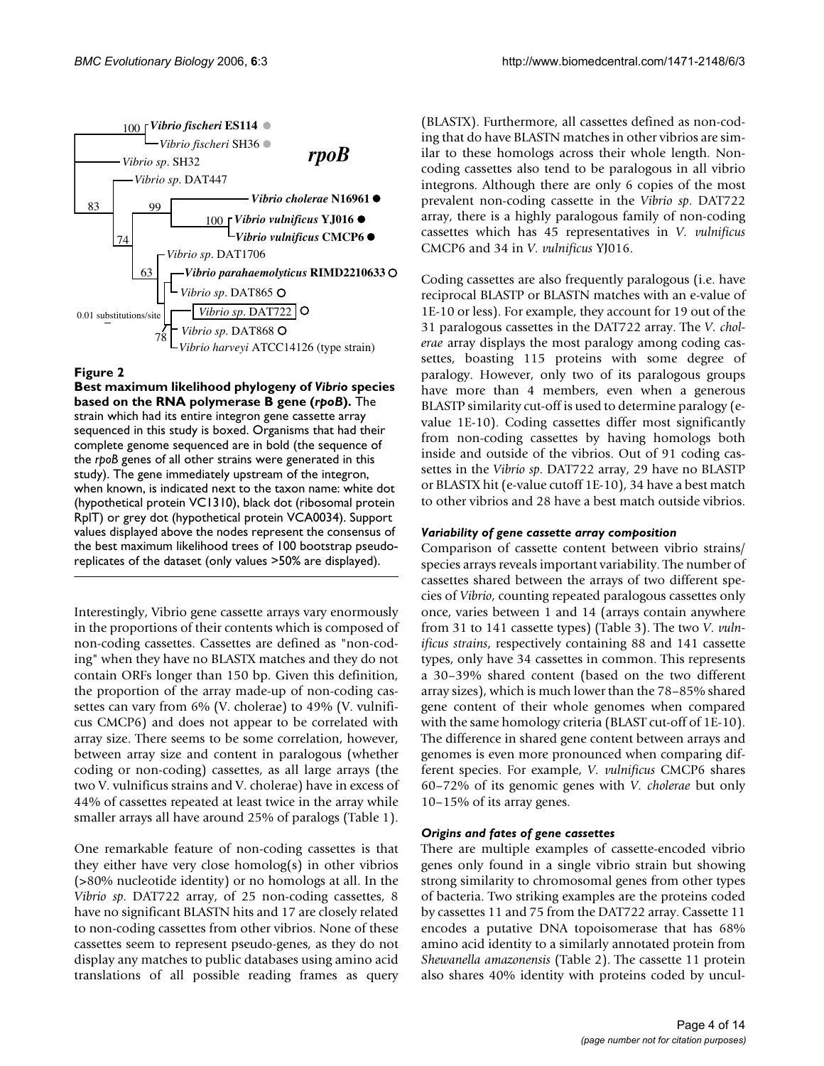**Figure 2**

**Best maximum likelihood phylogeny of *Vibrio* species based on the RNA polymerase B gene (*rpoB*).** The strain which had its entire integron gene cassette array sequenced in this study is boxed. Organisms that had their complete genome sequenced are in bold (the sequence of the *rpoB* genes of all other strains were generated in this study). The gene immediately upstream of the integron, when known, is indicated next to the taxon name: white dot (hypothetical protein VC1310), black dot (ribosomal protein RplT) or grey dot (hypothetical protein VCA0034). Support values displayed above the nodes represent the consensus of the best maximum likelihood trees of 100 bootstrap pseudo-replicates of the dataset (only values >50% are displayed).

Interestingly, Vibrio gene cassette arrays vary enormously in the proportions of their contents which is composed of non-coding cassettes. Cassettes are defined as "non-coding" when they have no BLASTX matches and they do not contain ORFs longer than 150 bp. Given this definition, the proportion of the array made-up of non-coding cassettes can vary from 6% (V. cholerae) to 49% (V. vulnificus CMCP6) and does not appear to be correlated with array size. There seems to be some correlation, however, between array size and content in paralogous (whether coding or non-coding) cassettes, as all large arrays (the two V. vulnificus strains and V. cholerae) have in excess of 44% of cassettes repeated at least twice in the array while smaller arrays all have around 25% of paralogs (Table 1).

One remarkable feature of non-coding cassettes is that they either have very close homolog(s) in other vibrios (>80% nucleotide identity) or no homologs at all. In the *Vibrio sp*. DAT722 array, of 25 non-coding cassettes, 8 have no significant BLASTN hits and 17 are closely related to non-coding cassettes from other vibrios. None of these cassettes seem to represent pseudo-genes, as they do not display any matches to public databases using amino acid translations of all possible reading frames as query (BLASTX). Furthermore, all cassettes defined as non-coding that do have BLASTN matches in other vibrios are similar to these homologs across their whole length. Non-coding cassettes also tend to be paralogous in all vibrio integrons. Although there are only 6 copies of the most prevalent non-coding cassette in the *Vibrio sp*. DAT722 array, there is a highly paralogous family of non-coding cassettes which has 45 representatives in *V. vulnificus* CMCP6 and 34 in *V. vulnificus* YJ016.

Coding cassettes are also frequently paralogous (i.e. have reciprocal BLASTP or BLASTN matches with an e-value of 1E-10 or less). For example, they account for 19 out of the 31 paralogous cassettes in the DAT722 array. The *V. cholerae* array displays the most paralogy among coding cassettes, boasting 115 proteins with some degree of paralogy. However, only two of its paralogous groups have more than 4 members, even when a generous BLASTP similarity cut-off is used to determine paralogy (e-value 1E-10). Coding cassettes differ most significantly from non-coding cassettes by having homologs both inside and outside of the vibrios. Out of 91 coding cassettes in the *Vibrio sp*. DAT722 array, 29 have no BLASTP or BLASTX hit (e-value cutoff 1E-10), 34 have a best match to other vibrios and 28 have a best match outside vibrios.

### *Variability of gene cassette array composition*

Comparison of cassette content between vibrio strains/species arrays reveals important variability. The number of cassettes shared between the arrays of two different species of *Vibrio*, counting repeated paralogous cassettes only once, varies between 1 and 14 (arrays contain anywhere from 31 to 141 cassette types) (Table 3). The two *V. vulnificus strains*, respectively containing 88 and 141 cassette types, only have 34 cassettes in common. This represents a 30–39% shared content (based on the two different array sizes), which is much lower than the 78–85% shared gene content of their whole genomes when compared with the same homology criteria (BLAST cut-off of 1E-10). The difference in shared gene content between arrays and genomes is even more pronounced when comparing different species. For example, *V. vulnificus* CMCP6 shares 60–72% of its genomic genes with *V. cholerae* but only 10–15% of its array genes.

### *Origins and fates of gene cassettes*

There are multiple examples of cassette-encoded vibrio genes only found in a single vibrio strain but showing strong similarity to chromosomal genes from other types of bacteria. Two striking examples are the proteins coded by cassettes 11 and 75 from the DAT722 array. Cassette 11 encodes a putative DNA topoisomerase that has 68% amino acid identity to a similarly annotated protein from *Shewanella amazonensis* (Table 2). The cassette 11 protein also shares 40% identity with proteins coded by uncul-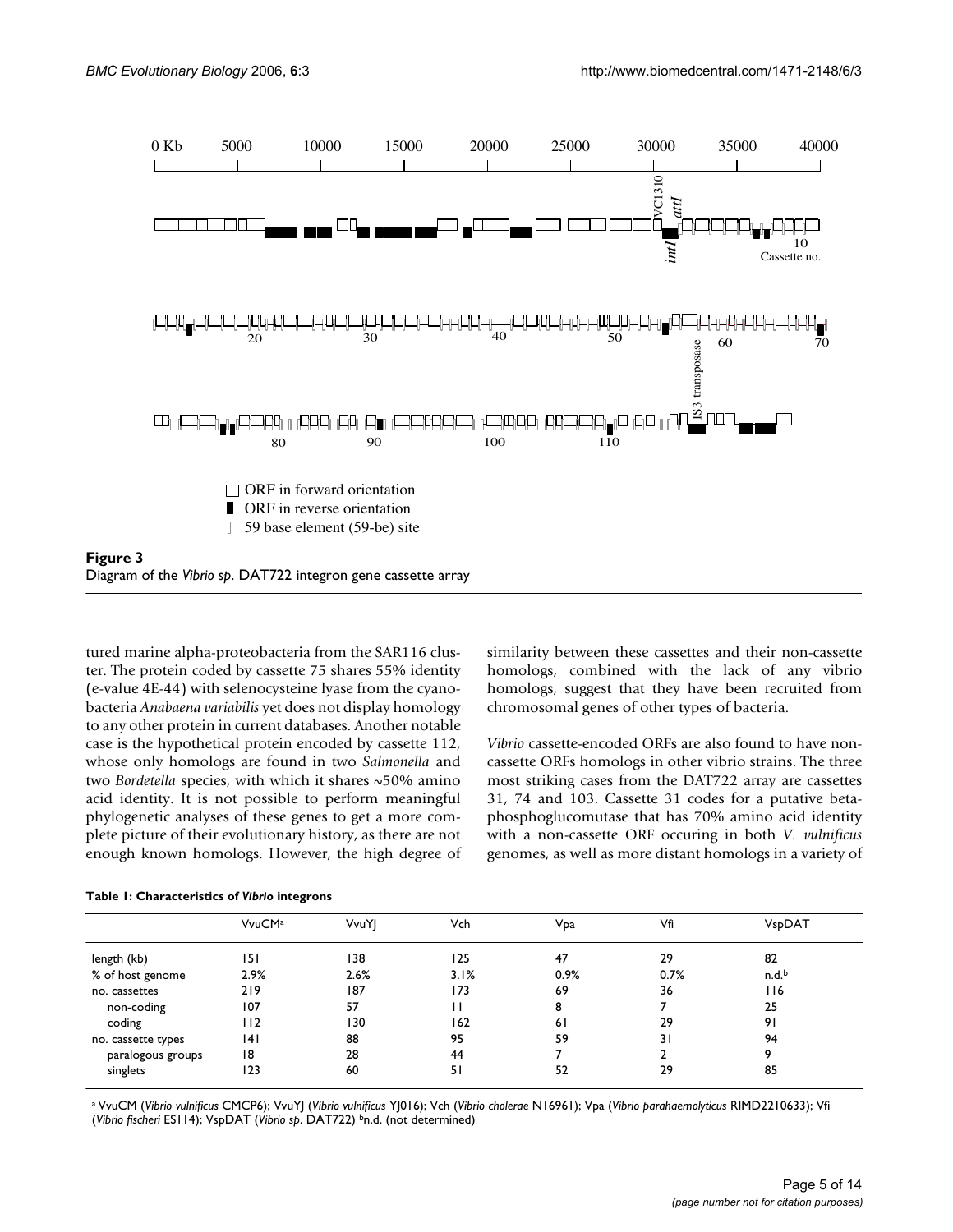**Figure 3**
Diagram of the *Vibrio sp*. DAT722 integron gene cassette array

tured marine alpha-proteobacteria from the SAR116 cluster. The protein coded by cassette 75 shares 55% identity (e-value 4E-44) with selenocysteine lyase from the cyanobacteria *Anabaena variabilis* yet does not display homology to any other protein in current databases. Another notable case is the hypothetical protein encoded by cassette 112, whose only homologs are found in two *Salmonella* and two *Bordetella* species, with which it shares ~50% amino acid identity. It is not possible to perform meaningful phylogenetic analyses of these genes to get a more complete picture of their evolutionary history, as there are not enough known homologs. However, the high degree of similarity between these cassettes and their non-cassette homologs, combined with the lack of any vibrio homologs, suggest that they have been recruited from chromosomal genes of other types of bacteria.

*Vibrio* cassette-encoded ORFs are also found to have non-cassette ORFs homologs in other vibrio strains. The three most striking cases from the DAT722 array are cassettes 31, 74 and 103. Cassette 31 codes for a putative beta-phosphoglucomutase that has 70% amino acid identity with a non-cassette ORF occuring in both *V. vulnificus* genomes, as well as more distant homologs in a variety of

**Table 1: Characteristics of *Vibrio* integrons**

| | VvuCM[a] | VvuYJ | Vch | Vpa | Vfi | VspDAT |
|---|---|---|---|---|---|---|
| length (kb) | 151 | 138 | 125 | 47 | 29 | 82 |
| % of host genome | 2.9% | 2.6% | 3.1% | 0.9% | 0.7% | n.d.[b] |
| no. cassettes | 219 | 187 | 173 | 69 | 36 | 116 |
| non-coding | 107 | 57 | 11 | 8 | 7 | 25 |
| coding | 112 | 130 | 162 | 61 | 29 | 91 |
| no. cassette types | 141 | 88 | 95 | 59 | 31 | 94 |
| paralogous groups | 18 | 28 | 44 | 7 | 2 | 9 |
| singlets | 123 | 60 | 51 | 52 | 29 | 85 |

[a] VvuCM (*Vibrio vulnificus* CMCP6); VvuYJ (*Vibrio vulnificus* YJ016); Vch (*Vibrio cholerae* N16961); Vpa (*Vibrio parahaemolyticus* RIMD2210633); Vfi (*Vibrio fischeri* ES114); VspDAT (*Vibrio sp.* DAT722) [b]n.d. (not determined)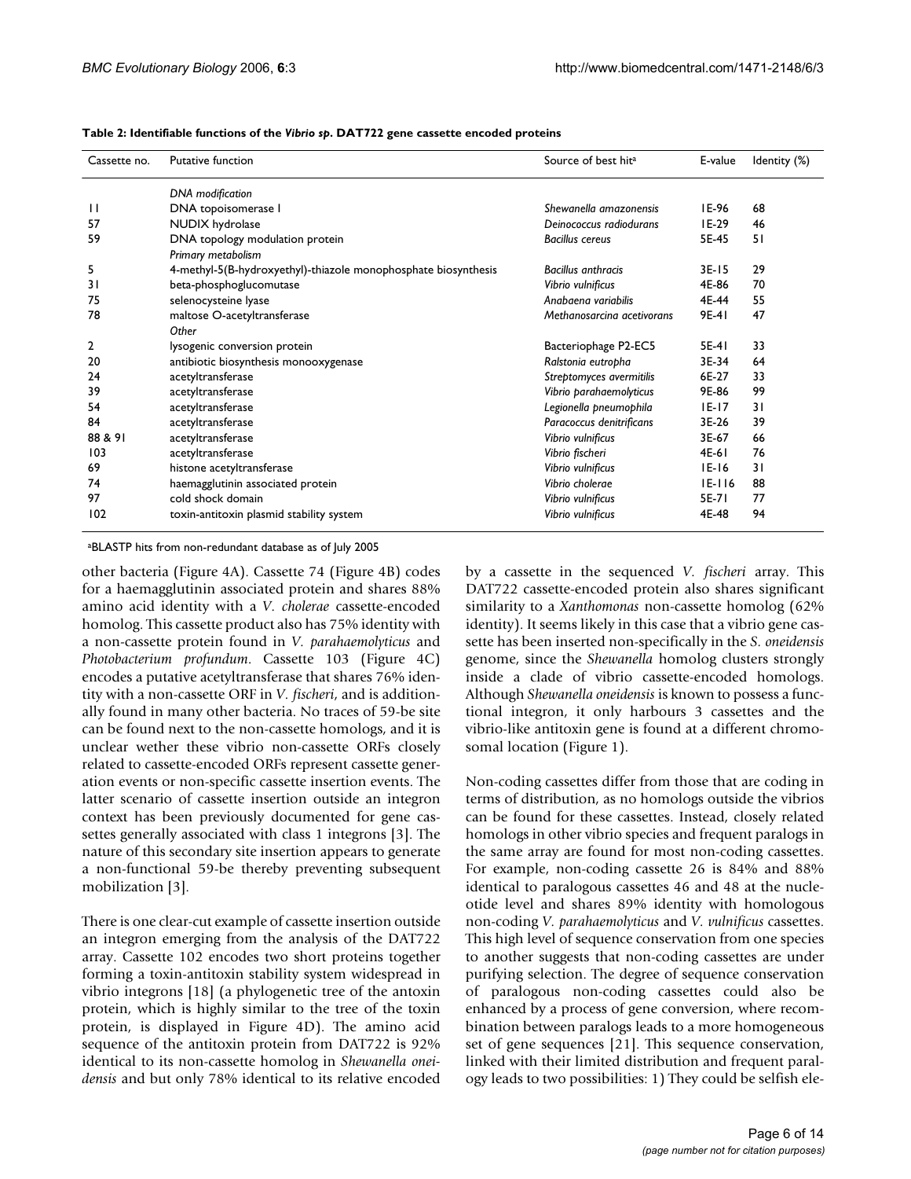**Table 2: Identifiable functions of the *Vibrio sp*. DAT722 gene cassette encoded proteins**

| Cassette no. | Putative function | Source of best hit[a] | E-value | Identity (%) |
|---|---|---|---|---|
| | *DNA modification* | | | |
| 11 | DNA topoisomerase I | *Shewanella amazonensis* | 1E-96 | 68 |
| 57 | NUDIX hydrolase | *Deinococcus radiodurans* | 1E-29 | 46 |
| 59 | DNA topology modulation protein | *Bacillus cereus* | 5E-45 | 51 |
| | *Primary metabolism* | | | |
| 5 | 4-methyl-5(B-hydroxyethyl)-thiazole monophosphate biosynthesis | *Bacillus anthracis* | 3E-15 | 29 |
| 31 | beta-phosphoglucomutase | *Vibrio vulnificus* | 4E-86 | 70 |
| 75 | selenocysteine lyase | *Anabaena variabilis* | 4E-44 | 55 |
| 78 | maltose O-acetyltransferase | *Methanosarcina acetivorans* | 9E-41 | 47 |
| | *Other* | | | |
| 2 | lysogenic conversion protein | Bacteriophage P2-EC5 | 5E-41 | 33 |
| 20 | antibiotic biosynthesis monooxygenase | *Ralstonia eutropha* | 3E-34 | 64 |
| 24 | acetyltransferase | *Streptomyces avermitilis* | 6E-27 | 33 |
| 39 | acetyltransferase | *Vibrio parahaemolyticus* | 9E-86 | 99 |
| 54 | acetyltransferase | *Legionella pneumophila* | 1E-17 | 31 |
| 84 | acetyltransferase | *Paracoccus denitrificans* | 3E-26 | 39 |
| 88 & 91 | acetyltransferase | *Vibrio vulnificus* | 3E-67 | 66 |
| 103 | acetyltransferase | *Vibrio fischeri* | 4E-61 | 76 |
| 69 | histone acetyltransferase | *Vibrio vulnificus* | 1E-16 | 31 |
| 74 | haemagglutinin associated protein | *Vibrio cholerae* | 1E-116 | 88 |
| 97 | cold shock domain | *Vibrio vulnificus* | 5E-71 | 77 |
| 102 | toxin-antitoxin plasmid stability system | *Vibrio vulnificus* | 4E-48 | 94 |

[a]BLASTP hits from non-redundant database as of July 2005

other bacteria (Figure 4A). Cassette 74 (Figure 4B) codes for a haemagglutinin associated protein and shares 88% amino acid identity with a *V. cholerae* cassette-encoded homolog. This cassette product also has 75% identity with a non-cassette protein found in *V. parahaemolyticus* and *Photobacterium profundum*. Cassette 103 (Figure 4C) encodes a putative acetyltransferase that shares 76% identity with a non-cassette ORF in *V. fischeri*, and is additionally found in many other bacteria. No traces of 59-be site can be found next to the non-cassette homologs, and it is unclear wether these vibrio non-cassette ORFs closely related to cassette-encoded ORFs represent cassette generation events or non-specific cassette insertion events. The latter scenario of cassette insertion outside an integron context has been previously documented for gene cassettes generally associated with class 1 integrons [3]. The nature of this secondary site insertion appears to generate a non-functional 59-be thereby preventing subsequent mobilization [3].

There is one clear-cut example of cassette insertion outside an integron emerging from the analysis of the DAT722 array. Cassette 102 encodes two short proteins together forming a toxin-antitoxin stability system widespread in vibrio integrons [18] (a phylogenetic tree of the antoxin protein, which is highly similar to the tree of the toxin protein, is displayed in Figure 4D). The amino acid sequence of the antitoxin protein from DAT722 is 92% identical to its non-cassette homolog in *Shewanella oneidensis* and but only 78% identical to its relative encoded by a cassette in the sequenced *V. fischeri* array. This DAT722 cassette-encoded protein also shares significant similarity to a *Xanthomonas* non-cassette homolog (62% identity). It seems likely in this case that a vibrio gene cassette has been inserted non-specifically in the *S. oneidensis* genome, since the *Shewanella* homolog clusters strongly inside a clade of vibrio cassette-encoded homologs. Although *Shewanella oneidensis* is known to possess a functional integron, it only harbours 3 cassettes and the vibrio-like antitoxin gene is found at a different chromosomal location (Figure 1).

Non-coding cassettes differ from those that are coding in terms of distribution, as no homologs outside the vibrios can be found for these cassettes. Instead, closely related homologs in other vibrio species and frequent paralogs in the same array are found for most non-coding cassettes. For example, non-coding cassette 26 is 84% and 88% identical to paralogous cassettes 46 and 48 at the nucleotide level and shares 89% identity with homologous non-coding *V. parahaemolyticus* and *V. vulnificus* cassettes. This high level of sequence conservation from one species to another suggests that non-coding cassettes are under purifying selection. The degree of sequence conservation of paralogous non-coding cassettes could also be enhanced by a process of gene conversion, where recombination between paralogs leads to a more homogeneous set of gene sequences [21]. This sequence conservation, linked with their limited distribution and frequent paralogy leads to two possibilities: 1) They could be selfish ele-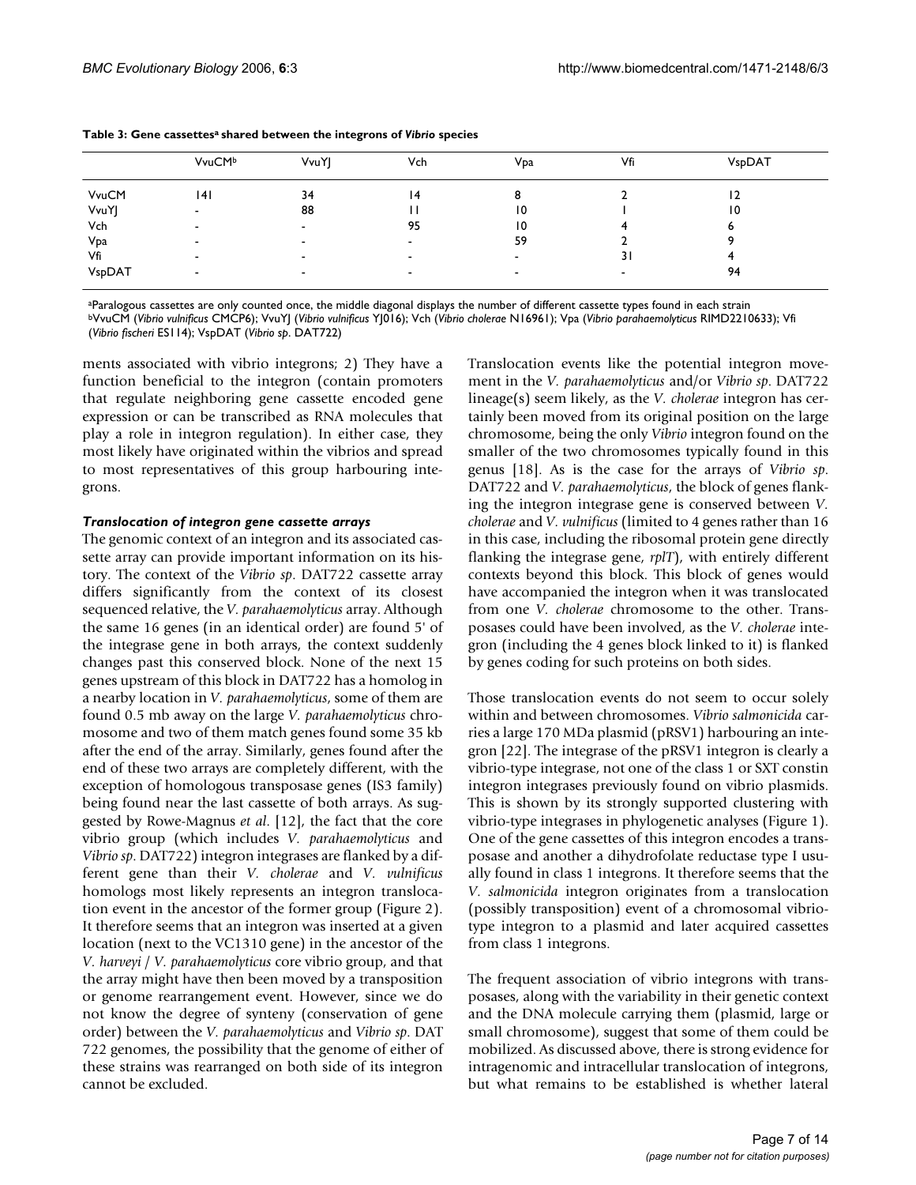**Table 3: Gene cassettes[a] shared between the integrons of *Vibrio* species**

| | VvuCM[b] | VvuYJ | Vch | Vpa | Vfi | VspDAT |
|---|---|---|---|---|---|---|
| VvuCM | 141 | 34 | 14 | 8 | 2 | 12 |
| VvuYJ | - | 88 | 11 | 10 | 1 | 10 |
| Vch | - | - | 95 | 10 | 4 | 6 |
| Vpa | - | - | - | 59 | 2 | 9 |
| Vfi | - | - | - | - | 31 | 4 |
| VspDAT | - | - | - | - | - | 94 |

[a]Paralogous cassettes are only counted once, the middle diagonal displays the number of different cassette types found in each strain
[b]VvuCM (*Vibrio vulnificus* CMCP6); VvuYJ (*Vibrio vulnificus* YJ016); Vch (*Vibrio cholerae* N16961); Vpa (*Vibrio parahaemolyticus* RIMD2210633); Vfi (*Vibrio fischeri* ES114); VspDAT (*Vibrio sp*. DAT722)

ments associated with vibrio integrons; 2) They have a function beneficial to the integron (contain promoters that regulate neighboring gene cassette encoded gene expression or can be transcribed as RNA molecules that play a role in integron regulation). In either case, they most likely have originated within the vibrios and spread to most representatives of this group harbouring integrons.

### *Translocation of integron gene cassette arrays*

The genomic context of an integron and its associated cassette array can provide important information on its history. The context of the *Vibrio sp*. DAT722 cassette array differs significantly from the context of its closest sequenced relative, the *V. parahaemolyticus* array. Although the same 16 genes (in an identical order) are found 5' of the integrase gene in both arrays, the context suddenly changes past this conserved block. None of the next 15 genes upstream of this block in DAT722 has a homolog in a nearby location in *V. parahaemolyticus*, some of them are found 0.5 mb away on the large *V. parahaemolyticus* chromosome and two of them match genes found some 35 kb after the end of the array. Similarly, genes found after the end of these two arrays are completely different, with the exception of homologous transposase genes (IS3 family) being found near the last cassette of both arrays. As suggested by Rowe-Magnus *et al*. [12], the fact that the core vibrio group (which includes *V. parahaemolyticus* and *Vibrio sp*. DAT722) integron integrases are flanked by a different gene than their *V. cholerae* and *V. vulnificus* homologs most likely represents an integron translocation event in the ancestor of the former group (Figure 2). It therefore seems that an integron was inserted at a given location (next to the VC1310 gene) in the ancestor of the *V. harveyi* / *V. parahaemolyticus* core vibrio group, and that the array might have then been moved by a transposition or genome rearrangement event. However, since we do not know the degree of synteny (conservation of gene order) between the *V. parahaemolyticus* and *Vibrio sp*. DAT 722 genomes, the possibility that the genome of either of these strains was rearranged on both side of its integron cannot be excluded.

Translocation events like the potential integron movement in the *V. parahaemolyticus* and/or *Vibrio sp*. DAT722 lineage(s) seem likely, as the *V. cholerae* integron has certainly been moved from its original position on the large chromosome, being the only *Vibrio* integron found on the smaller of the two chromosomes typically found in this genus [18]. As is the case for the arrays of *Vibrio sp*. DAT722 and *V. parahaemolyticus*, the block of genes flanking the integron integrase gene is conserved between *V. cholerae* and *V. vulnificus* (limited to 4 genes rather than 16 in this case, including the ribosomal protein gene directly flanking the integrase gene, *rplT*), with entirely different contexts beyond this block. This block of genes would have accompanied the integron when it was translocated from one *V. cholerae* chromosome to the other. Transposases could have been involved, as the *V. cholerae* integron (including the 4 genes block linked to it) is flanked by genes coding for such proteins on both sides.

Those translocation events do not seem to occur solely within and between chromosomes. *Vibrio salmonicida* carries a large 170 MDa plasmid (pRSV1) harbouring an integron [22]. The integrase of the pRSV1 integron is clearly a vibrio-type integrase, not one of the class 1 or SXT constin integron integrases previously found on vibrio plasmids. This is shown by its strongly supported clustering with vibrio-type integrases in phylogenetic analyses (Figure 1). One of the gene cassettes of this integron encodes a transposase and another a dihydrofolate reductase type I usually found in class 1 integrons. It therefore seems that the *V. salmonicida* integron originates from a translocation (possibly transposition) event of a chromosomal vibrio-type integron to a plasmid and later acquired cassettes from class 1 integrons.

The frequent association of vibrio integrons with transposases, along with the variability in their genetic context and the DNA molecule carrying them (plasmid, large or small chromosome), suggest that some of them could be mobilized. As discussed above, there is strong evidence for intragenomic and intracellular translocation of integrons, but what remains to be established is whether lateral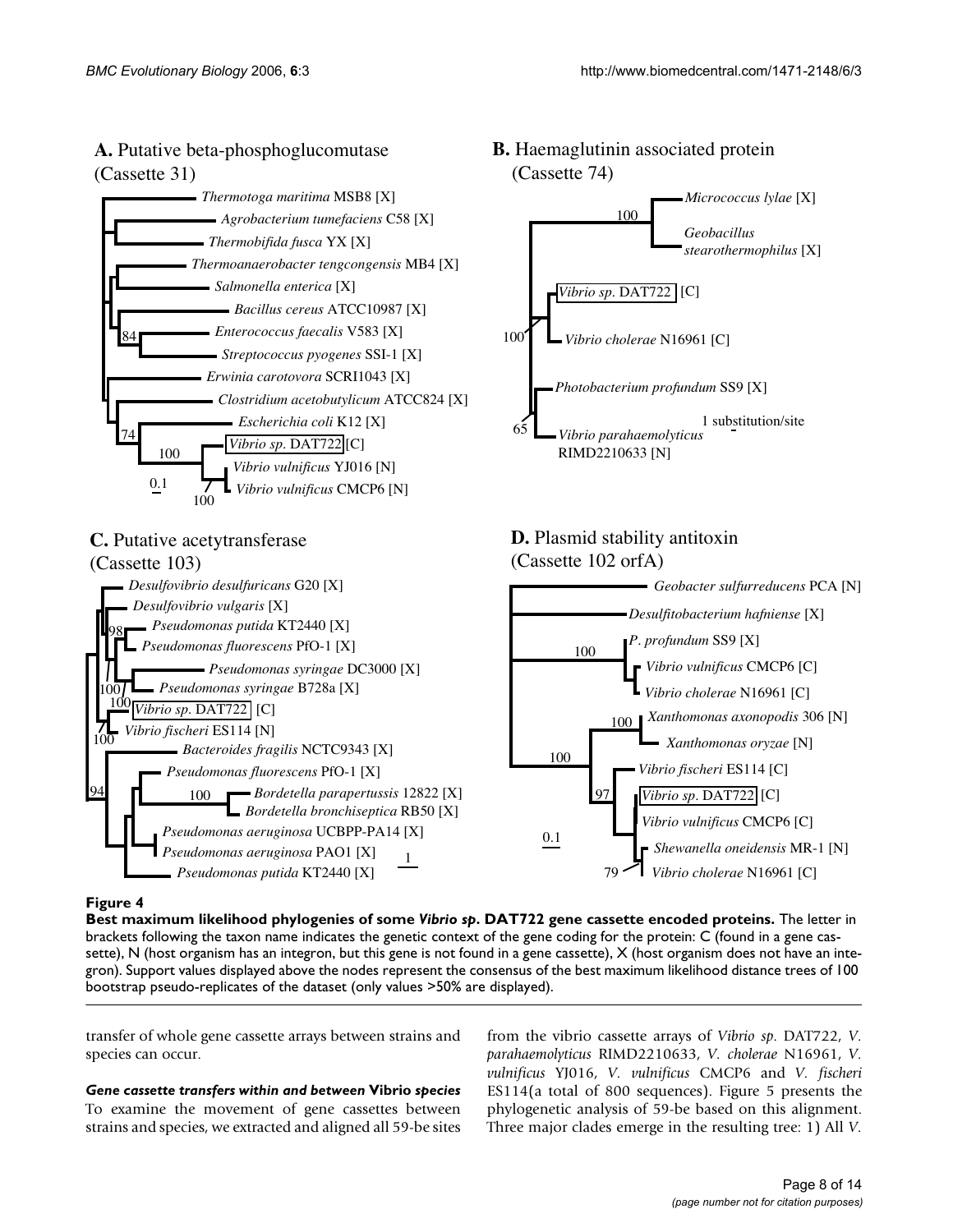**Figure 4**

**Best maximum likelihood phylogenies of some *Vibrio sp*. DAT722 gene cassette encoded proteins.** The letter in brackets following the taxon name indicates the genetic context of the gene coding for the protein: C (found in a gene cassette), N (host organism has an integron, but this gene is not found in a gene cassette), X (host organism does not have an integron). Support values displayed above the nodes represent the consensus of the best maximum likelihood distance trees of 100 bootstrap pseudo-replicates of the dataset (only values >50% are displayed).

transfer of whole gene cassette arrays between strains and species can occur.

#### *Gene cassette transfers within and between* Vibrio *species*

To examine the movement of gene cassettes between strains and species, we extracted and aligned all 59-be sites from the vibrio cassette arrays of *Vibrio sp*. DAT722, *V. parahaemolyticus* RIMD2210633, *V. cholerae* N16961, *V. vulnificus* YJ016, *V. vulnificus* CMCP6 and *V. fischeri* ES114(a total of 800 sequences). Figure 5 presents the phylogenetic analysis of 59-be based on this alignment. Three major clades emerge in the resulting tree: 1) All *V.*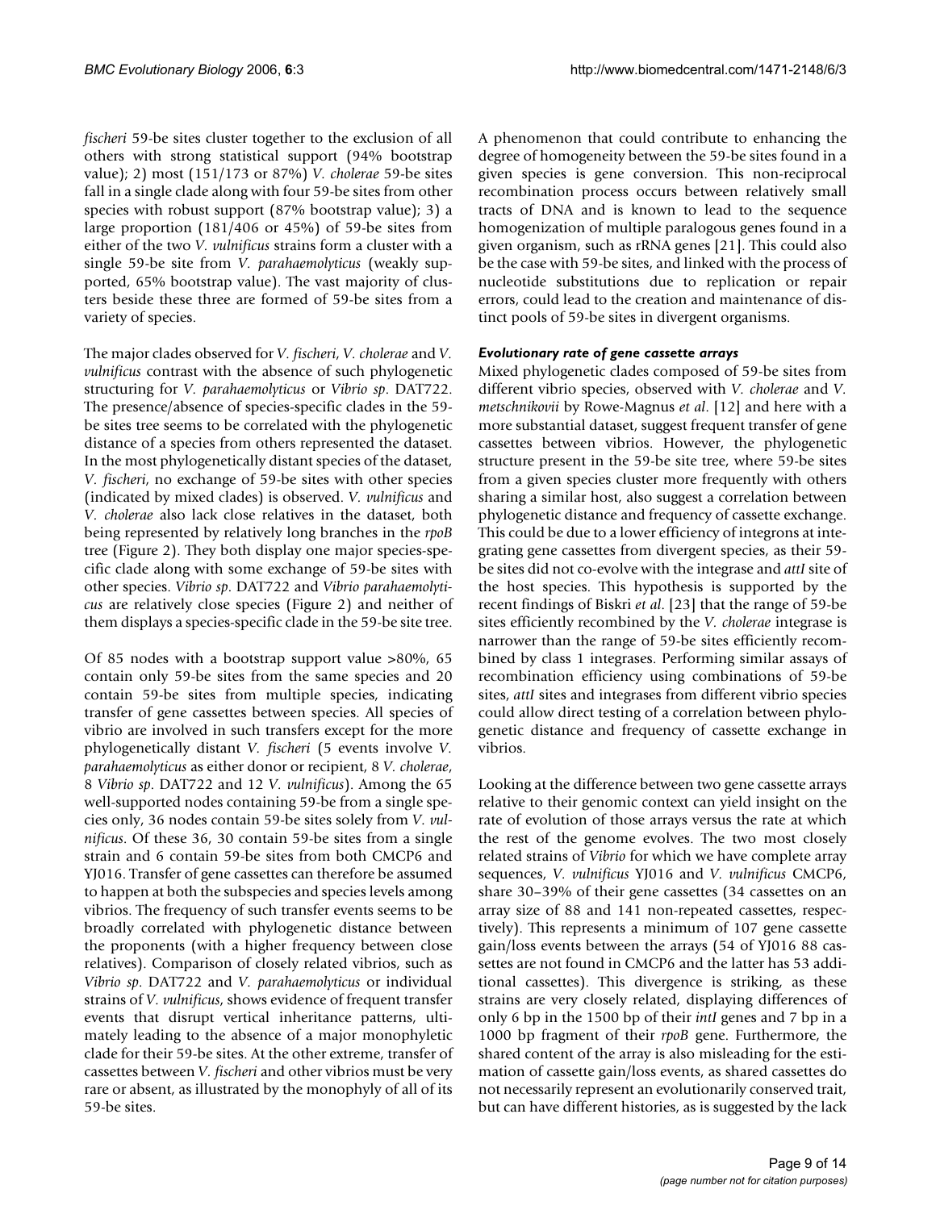*fischeri* 59-be sites cluster together to the exclusion of all others with strong statistical support (94% bootstrap value); 2) most (151/173 or 87%) *V. cholerae* 59-be sites fall in a single clade along with four 59-be sites from other species with robust support (87% bootstrap value); 3) a large proportion (181/406 or 45%) of 59-be sites from either of the two *V. vulnificus* strains form a cluster with a single 59-be site from *V. parahaemolyticus* (weakly supported, 65% bootstrap value). The vast majority of clusters beside these three are formed of 59-be sites from a variety of species.

The major clades observed for *V. fischeri*, *V. cholerae* and *V. vulnificus* contrast with the absence of such phylogenetic structuring for *V. parahaemolyticus* or *Vibrio sp*. DAT722. The presence/absence of species-specific clades in the 59-be sites tree seems to be correlated with the phylogenetic distance of a species from others represented the dataset. In the most phylogenetically distant species of the dataset, *V. fischeri*, no exchange of 59-be sites with other species (indicated by mixed clades) is observed. *V. vulnificus* and *V. cholerae* also lack close relatives in the dataset, both being represented by relatively long branches in the *rpoB* tree (Figure 2). They both display one major species-specific clade along with some exchange of 59-be sites with other species. *Vibrio sp*. DAT722 and *Vibrio parahaemolyticus* are relatively close species (Figure 2) and neither of them displays a species-specific clade in the 59-be site tree.

Of 85 nodes with a bootstrap support value >80%, 65 contain only 59-be sites from the same species and 20 contain 59-be sites from multiple species, indicating transfer of gene cassettes between species. All species of vibrio are involved in such transfers except for the more phylogenetically distant *V. fischeri* (5 events involve *V. parahaemolyticus* as either donor or recipient, 8 *V. cholerae*, 8 *Vibrio sp*. DAT722 and 12 *V. vulnificus*). Among the 65 well-supported nodes containing 59-be from a single species only, 36 nodes contain 59-be sites solely from *V. vulnificus*. Of these 36, 30 contain 59-be sites from a single strain and 6 contain 59-be sites from both CMCP6 and YJ016. Transfer of gene cassettes can therefore be assumed to happen at both the subspecies and species levels among vibrios. The frequency of such transfer events seems to be broadly correlated with phylogenetic distance between the proponents (with a higher frequency between close relatives). Comparison of closely related vibrios, such as *Vibrio sp*. DAT722 and *V. parahaemolyticus* or individual strains of *V. vulnificus*, shows evidence of frequent transfer events that disrupt vertical inheritance patterns, ultimately leading to the absence of a major monophyletic clade for their 59-be sites. At the other extreme, transfer of cassettes between *V. fischeri* and other vibrios must be very rare or absent, as illustrated by the monophyly of all of its 59-be sites.

A phenomenon that could contribute to enhancing the degree of homogeneity between the 59-be sites found in a given species is gene conversion. This non-reciprocal recombination process occurs between relatively small tracts of DNA and is known to lead to the sequence homogenization of multiple paralogous genes found in a given organism, such as rRNA genes [21]. This could also be the case with 59-be sites, and linked with the process of nucleotide substitutions due to replication or repair errors, could lead to the creation and maintenance of distinct pools of 59-be sites in divergent organisms.

#### Evolutionary rate of gene cassette arrays

Mixed phylogenetic clades composed of 59-be sites from different vibrio species, observed with *V. cholerae* and *V. metschnikovii* by Rowe-Magnus *et al*. [12] and here with a more substantial dataset, suggest frequent transfer of gene cassettes between vibrios. However, the phylogenetic structure present in the 59-be site tree, where 59-be sites from a given species cluster more frequently with others sharing a similar host, also suggest a correlation between phylogenetic distance and frequency of cassette exchange. This could be due to a lower efficiency of integrons at integrating gene cassettes from divergent species, as their 59-be sites did not co-evolve with the integrase and *attI* site of the host species. This hypothesis is supported by the recent findings of Biskri *et al*. [23] that the range of 59-be sites efficiently recombined by the *V. cholerae* integrase is narrower than the range of 59-be sites efficiently recombined by class 1 integrases. Performing similar assays of recombination efficiency using combinations of 59-be sites, *attI* sites and integrases from different vibrio species could allow direct testing of a correlation between phylogenetic distance and frequency of cassette exchange in vibrios.

Looking at the difference between two gene cassette arrays relative to their genomic context can yield insight on the rate of evolution of those arrays versus the rate at which the rest of the genome evolves. The two most closely related strains of *Vibrio* for which we have complete array sequences, *V. vulnificus* YJ016 and *V. vulnificus* CMCP6, share 30–39% of their gene cassettes (34 cassettes on an array size of 88 and 141 non-repeated cassettes, respectively). This represents a minimum of 107 gene cassette gain/loss events between the arrays (54 of YJ016 88 cassettes are not found in CMCP6 and the latter has 53 additional cassettes). This divergence is striking, as these strains are very closely related, displaying differences of only 6 bp in the 1500 bp of their *intI* genes and 7 bp in a 1000 bp fragment of their *rpoB* gene. Furthermore, the shared content of the array is also misleading for the estimation of cassette gain/loss events, as shared cassettes do not necessarily represent an evolutionarily conserved trait, but can have different histories, as is suggested by the lack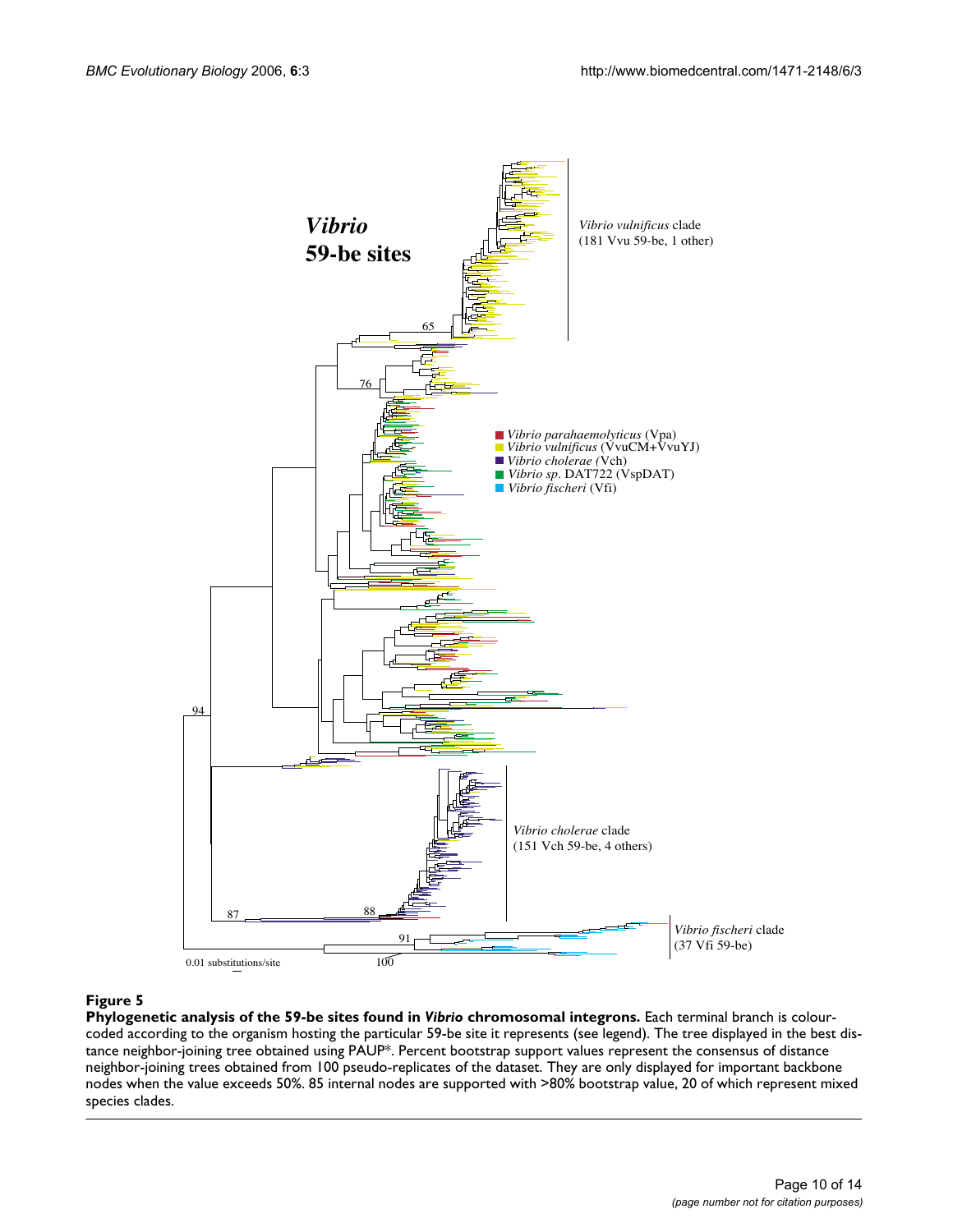**Figure 5**

**Phylogenetic analysis of the 59-be sites found in *Vibrio* chromosomal integrons.** Each terminal branch is colour-coded according to the organism hosting the particular 59-be site it represents (see legend). The tree displayed in the best distance neighbor-joining tree obtained using PAUP*. Percent bootstrap support values represent the consensus of distance neighbor-joining trees obtained from 100 pseudo-replicates of the dataset. They are only displayed for important backbone nodes when the value exceeds 50%. 85 internal nodes are supported with >80% bootstrap value, 20 of which represent mixed species clades.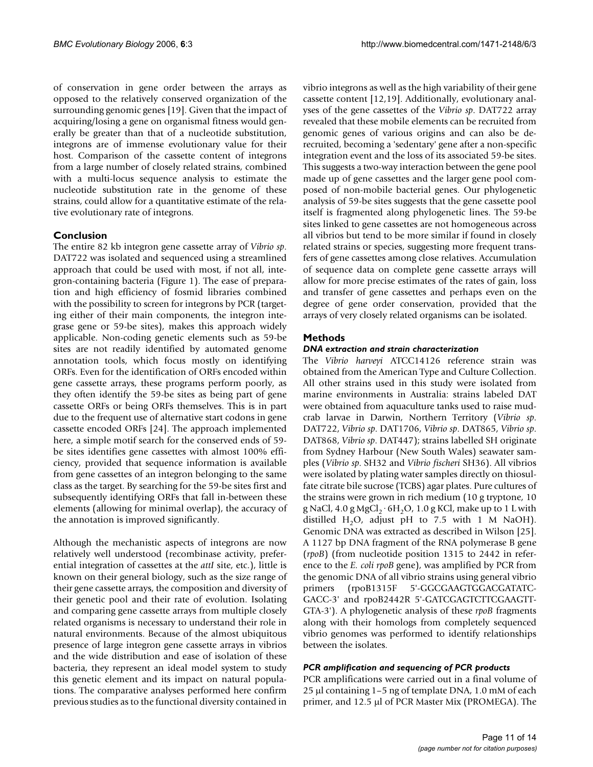of conservation in gene order between the arrays as opposed to the relatively conserved organization of the surrounding genomic genes [19]. Given that the impact of acquiring/losing a gene on organismal fitness would generally be greater than that of a nucleotide substitution, integrons are of immense evolutionary value for their host. Comparison of the cassette content of integrons from a large number of closely related strains, combined with a multi-locus sequence analysis to estimate the nucleotide substitution rate in the genome of these strains, could allow for a quantitative estimate of the relative evolutionary rate of integrons.

## Conclusion

The entire 82 kb integron gene cassette array of *Vibrio sp*. DAT722 was isolated and sequenced using a streamlined approach that could be used with most, if not all, integron-containing bacteria (Figure 1). The ease of preparation and high efficiency of fosmid libraries combined with the possibility to screen for integrons by PCR (targeting either of their main components, the integron integrase gene or 59-be sites), makes this approach widely applicable. Non-coding genetic elements such as 59-be sites are not readily identified by automated genome annotation tools, which focus mostly on identifying ORFs. Even for the identification of ORFs encoded within gene cassette arrays, these programs perform poorly, as they often identify the 59-be sites as being part of gene cassette ORFs or being ORFs themselves. This is in part due to the frequent use of alternative start codons in gene cassette encoded ORFs [24]. The approach implemented here, a simple motif search for the conserved ends of 59-be sites identifies gene cassettes with almost 100% efficiency, provided that sequence information is available from gene cassettes of an integron belonging to the same class as the target. By searching for the 59-be sites first and subsequently identifying ORFs that fall in-between these elements (allowing for minimal overlap), the accuracy of the annotation is improved significantly.

Although the mechanistic aspects of integrons are now relatively well understood (recombinase activity, preferential integration of cassettes at the *attI* site, etc.), little is known on their general biology, such as the size range of their gene cassette arrays, the composition and diversity of their genetic pool and their rate of evolution. Isolating and comparing gene cassette arrays from multiple closely related organisms is necessary to understand their role in natural environments. Because of the almost ubiquitous presence of large integron gene cassette arrays in vibrios and the wide distribution and ease of isolation of these bacteria, they represent an ideal model system to study this genetic element and its impact on natural populations. The comparative analyses performed here confirm previous studies as to the functional diversity contained in vibrio integrons as well as the high variability of their gene cassette content [12,19]. Additionally, evolutionary analyses of the gene cassettes of the *Vibrio sp*. DAT722 array revealed that these mobile elements can be recruited from genomic genes of various origins and can also be de-recruited, becoming a 'sedentary' gene after a non-specific integration event and the loss of its associated 59-be sites. This suggests a two-way interaction between the gene pool made up of gene cassettes and the larger gene pool composed of non-mobile bacterial genes. Our phylogenetic analysis of 59-be sites suggests that the gene cassette pool itself is fragmented along phylogenetic lines. The 59-be sites linked to gene cassettes are not homogeneous across all vibrios but tend to be more similar if found in closely related strains or species, suggesting more frequent transfers of gene cassettes among close relatives. Accumulation of sequence data on complete gene cassette arrays will allow for more precise estimates of the rates of gain, loss and transfer of gene cassettes and perhaps even on the degree of gene order conservation, provided that the arrays of very closely related organisms can be isolated.

## Methods

### *DNA extraction and strain characterization*

The *Vibrio harveyi* ATCC14126 reference strain was obtained from the American Type and Culture Collection. All other strains used in this study were isolated from marine environments in Australia: strains labeled DAT were obtained from aquaculture tanks used to raise mud-crab larvae in Darwin, Northern Territory (*Vibrio sp*. DAT722, *Vibrio sp*. DAT1706, *Vibrio sp*. DAT865, *Vibrio sp*. DAT868, *Vibrio sp*. DAT447); strains labelled SH originate from Sydney Harbour (New South Wales) seawater samples (*Vibrio sp*. SH32 and *Vibrio fischeri* SH36). All vibrios were isolated by plating water samples directly on thiosulfate citrate bile sucrose (TCBS) agar plates. Pure cultures of the strains were grown in rich medium (10 g tryptone, 10 g NaCl, 4.0 g $MgCl_2 \cdot 6H_2O$, 1.0 g KCl, make up to 1 L with distilled $H_2O$, adjust pH to 7.5 with 1 M NaOH). Genomic DNA was extracted as described in Wilson [25]. A 1127 bp DNA fragment of the RNA polymerase B gene (*rpoB*) (from nucleotide position 1315 to 2442 in reference to the *E. coli rpoB* gene), was amplified by PCR from the genomic DNA of all vibrio strains using general vibrio primers (rpoB1315F 5'-GGCGAAGTGGACGATATC-GACC-3' and rpoB2442R 5'-GATCGAGTCTTCGAAGTT-GTA-3'). A phylogenetic analysis of these *rpoB* fragments along with their homologs from completely sequenced vibrio genomes was performed to identify relationships between the isolates.

### *PCR amplification and sequencing of PCR products*

PCR amplifications were carried out in a final volume of 25 μl containing 1–5 ng of template DNA, 1.0 mM of each primer, and 12.5 μl of PCR Master Mix (PROMEGA). The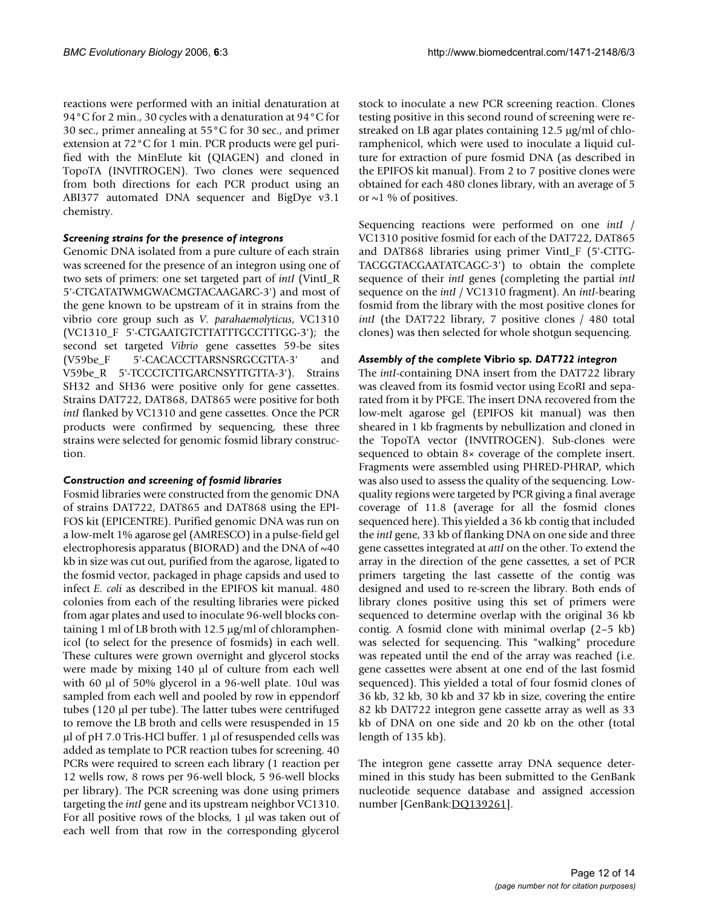reactions were performed with an initial denaturation at 94°C for 2 min., 30 cycles with a denaturation at 94°C for 30 sec., primer annealing at 55°C for 30 sec., and primer extension at 72°C for 1 min. PCR products were gel purified with the MinElute kit (QIAGEN) and cloned in TopoTA (INVITROGEN). Two clones were sequenced from both directions for each PCR product using an ABI377 automated DNA sequencer and BigDye v3.1 chemistry.

### *Screening strains for the presence of integrons*

Genomic DNA isolated from a pure culture of each strain was screened for the presence of an integron using one of two sets of primers: one set targeted part of *intI* (VintI_R 5'-CTGATATWMGWACMGTACAAGARC-3') and most of the gene known to be upstream of it in strains from the vibrio core group such as *V. parahaemolyticus*, VC1310 (VC1310_F 5'-CTGAATGTCTTATTTGCCTTTGG-3'); the second set targeted *Vibrio* gene cassettes 59-be sites (V59be_F 5'-CACACCTTARSNSRGCGTTA-3' and V59be_R 5'-TCCCTCTTGARCNSYTTGTTA-3'). Strains SH32 and SH36 were positive only for gene cassettes. Strains DAT722, DAT868, DAT865 were positive for both *intI* flanked by VC1310 and gene cassettes. Once the PCR products were confirmed by sequencing, these three strains were selected for genomic fosmid library construction.

### *Construction and screening of fosmid libraries*

Fosmid libraries were constructed from the genomic DNA of strains DAT722, DAT865 and DAT868 using the EPIFOS kit (EPICENTRE). Purified genomic DNA was run on a low-melt 1% agarose gel (AMRESCO) in a pulse-field gel electrophoresis apparatus (BIORAD) and the DNA of ~40 kb in size was cut out, purified from the agarose, ligated to the fosmid vector, packaged in phage capsids and used to infect *E. coli* as described in the EPIFOS kit manual. 480 colonies from each of the resulting libraries were picked from agar plates and used to inoculate 96-well blocks containing 1 ml of LB broth with 12.5 μg/ml of chloramphenicol (to select for the presence of fosmids) in each well. These cultures were grown overnight and glycerol stocks were made by mixing 140 μl of culture from each well with 60 μl of 50% glycerol in a 96-well plate. 10ul was sampled from each well and pooled by row in eppendorf tubes (120 μl per tube). The latter tubes were centrifuged to remove the LB broth and cells were resuspended in 15 μl of pH 7.0 Tris-HCl buffer. 1 μl of resuspended cells was added as template to PCR reaction tubes for screening. 40 PCRs were required to screen each library (1 reaction per 12 wells row, 8 rows per 96-well block, 5 96-well blocks per library). The PCR screening was done using primers targeting the *intI* gene and its upstream neighbor VC1310. For all positive rows of the blocks, 1 μl was taken out of each well from that row in the corresponding glycerol stock to inoculate a new PCR screening reaction. Clones testing positive in this second round of screening were re-streaked on LB agar plates containing 12.5 μg/ml of chloramphenicol, which were used to inoculate a liquid culture for extraction of pure fosmid DNA (as described in the EPIFOS kit manual). From 2 to 7 positive clones were obtained for each 480 clones library, with an average of 5 or ~1 % of positives.

Sequencing reactions were performed on one *intI* / VC1310 positive fosmid for each of the DAT722, DAT865 and DAT868 libraries using primer VintI_F (5'-CTTGTACGGTACGAATATCAGC-3') to obtain the complete sequence of their *intI* genes (completing the partial *intI* sequence on the *intI* / VC1310 fragment). An *intI*-bearing fosmid from the library with the most positive clones for *intI* (the DAT722 library, 7 positive clones / 480 total clones) was then selected for whole shotgun sequencing.

### *Assembly of the complete* Vibrio sp. *DAT722 integron*

The *intI*-containing DNA insert from the DAT722 library was cleaved from its fosmid vector using EcoRI and separated from it by PFGE. The insert DNA recovered from the low-melt agarose gel (EPIFOS kit manual) was then sheared in 1 kb fragments by nebullization and cloned in the TopoTA vector (INVITROGEN). Sub-clones were sequenced to obtain 8× coverage of the complete insert. Fragments were assembled using PHRED-PHRAP, which was also used to assess the quality of the sequencing. Low-quality regions were targeted by PCR giving a final average coverage of 11.8 (average for all the fosmid clones sequenced here). This yielded a 36 kb contig that included the *intI* gene, 33 kb of flanking DNA on one side and three gene cassettes integrated at *attI* on the other. To extend the array in the direction of the gene cassettes, a set of PCR primers targeting the last cassette of the contig was designed and used to re-screen the library. Both ends of library clones positive using this set of primers were sequenced to determine overlap with the original 36 kb contig. A fosmid clone with minimal overlap (2–5 kb) was selected for sequencing. This "walking" procedure was repeated until the end of the array was reached (i.e. gene cassettes were absent at one end of the last fosmid sequenced). This yielded a total of four fosmid clones of 36 kb, 32 kb, 30 kb and 37 kb in size, covering the entire 82 kb DAT722 integron gene cassette array as well as 33 kb of DNA on one side and 20 kb on the other (total length of 135 kb).

The integron gene cassette array DNA sequence determined in this study has been submitted to the GenBank nucleotide sequence database and assigned accession number [GenBank:DQ139261].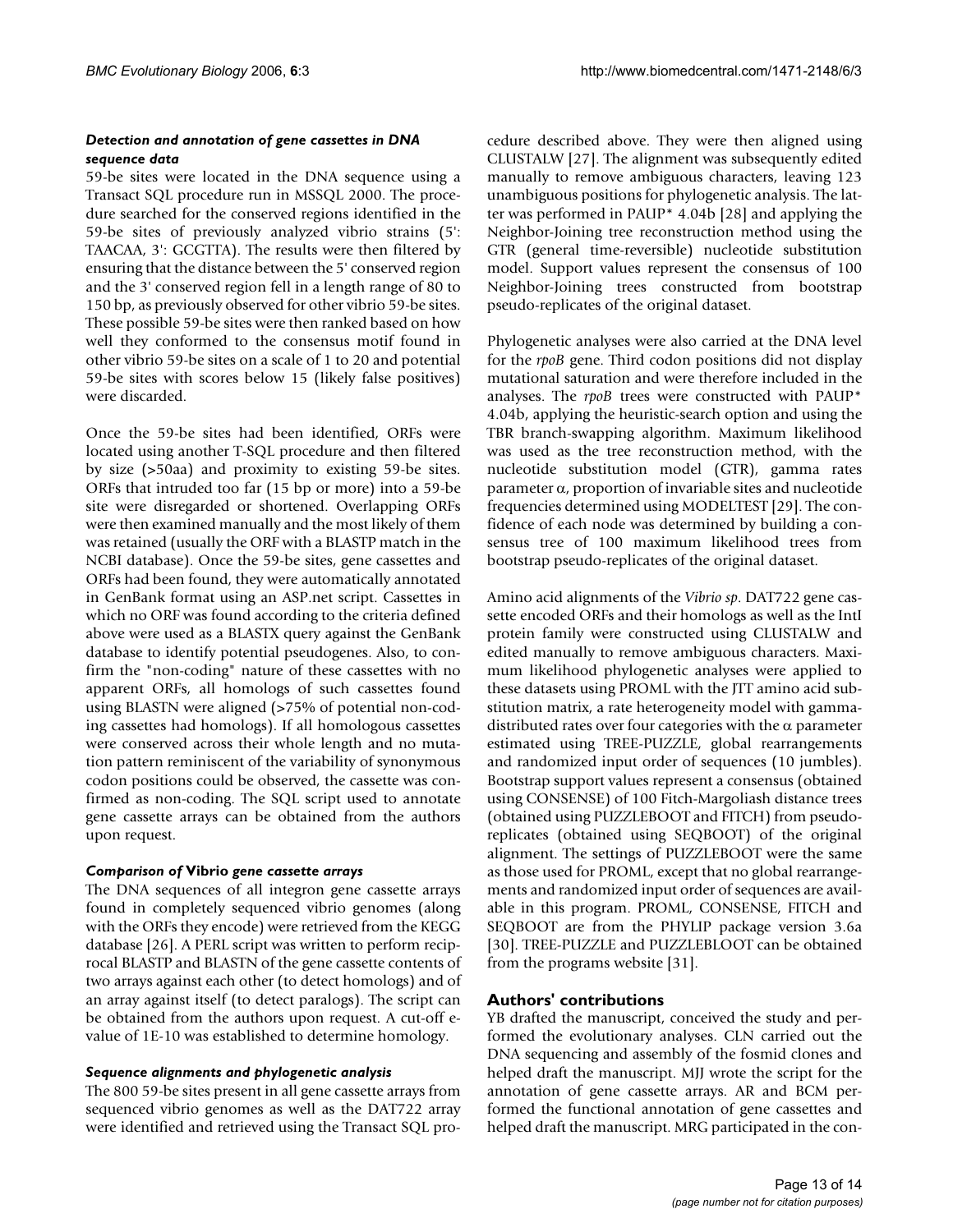### *Detection and annotation of gene cassettes in DNA sequence data*

59-be sites were located in the DNA sequence using a Transact SQL procedure run in MSSQL 2000. The procedure searched for the conserved regions identified in the 59-be sites of previously analyzed vibrio strains (5': TAACAA, 3': GCGTTA). The results were then filtered by ensuring that the distance between the 5' conserved region and the 3' conserved region fell in a length range of 80 to 150 bp, as previously observed for other vibrio 59-be sites. These possible 59-be sites were then ranked based on how well they conformed to the consensus motif found in other vibrio 59-be sites on a scale of 1 to 20 and potential 59-be sites with scores below 15 (likely false positives) were discarded.

Once the 59-be sites had been identified, ORFs were located using another T-SQL procedure and then filtered by size (>50aa) and proximity to existing 59-be sites. ORFs that intruded too far (15 bp or more) into a 59-be site were disregarded or shortened. Overlapping ORFs were then examined manually and the most likely of them was retained (usually the ORF with a BLASTP match in the NCBI database). Once the 59-be sites, gene cassettes and ORFs had been found, they were automatically annotated in GenBank format using an ASP.net script. Cassettes in which no ORF was found according to the criteria defined above were used as a BLASTX query against the GenBank database to identify potential pseudogenes. Also, to confirm the "non-coding" nature of these cassettes with no apparent ORFs, all homologs of such cassettes found using BLASTN were aligned (>75% of potential non-coding cassettes had homologs). If all homologous cassettes were conserved across their whole length and no mutation pattern reminiscent of the variability of synonymous codon positions could be observed, the cassette was confirmed as non-coding. The SQL script used to annotate gene cassette arrays can be obtained from the authors upon request.

### *Comparison of* Vibrio *gene cassette arrays*

The DNA sequences of all integron gene cassette arrays found in completely sequenced vibrio genomes (along with the ORFs they encode) were retrieved from the KEGG database [26]. A PERL script was written to perform reciprocal BLASTP and BLASTN of the gene cassette contents of two arrays against each other (to detect homologs) and of an array against itself (to detect paralogs). The script can be obtained from the authors upon request. A cut-off e-value of 1E-10 was established to determine homology.

### *Sequence alignments and phylogenetic analysis*

The 800 59-be sites present in all gene cassette arrays from sequenced vibrio genomes as well as the DAT722 array were identified and retrieved using the Transact SQL procedure described above. They were then aligned using CLUSTALW [27]. The alignment was subsequently edited manually to remove ambiguous characters, leaving 123 unambiguous positions for phylogenetic analysis. The latter was performed in PAUP* 4.04b [28] and applying the Neighbor-Joining tree reconstruction method using the GTR (general time-reversible) nucleotide substitution model. Support values represent the consensus of 100 Neighbor-Joining trees constructed from bootstrap pseudo-replicates of the original dataset.

Phylogenetic analyses were also carried at the DNA level for the *rpoB* gene. Third codon positions did not display mutational saturation and were therefore included in the analyses. The *rpoB* trees were constructed with PAUP* 4.04b, applying the heuristic-search option and using the TBR branch-swapping algorithm. Maximum likelihood was used as the tree reconstruction method, with the nucleotide substitution model (GTR), gamma rates parameter $\alpha$, proportion of invariable sites and nucleotide frequencies determined using MODELTEST [29]. The confidence of each node was determined by building a consensus tree of 100 maximum likelihood trees from bootstrap pseudo-replicates of the original dataset.

Amino acid alignments of the *Vibrio sp*. DAT722 gene cassette encoded ORFs and their homologs as well as the IntI protein family were constructed using CLUSTALW and edited manually to remove ambiguous characters. Maximum likelihood phylogenetic analyses were applied to these datasets using PROML with the JTT amino acid substitution matrix, a rate heterogeneity model with gamma-distributed rates over four categories with the $\alpha$ parameter estimated using TREE-PUZZLE, global rearrangements and randomized input order of sequences (10 jumbles). Bootstrap support values represent a consensus (obtained using CONSENSE) of 100 Fitch-Margoliash distance trees (obtained using PUZZLEBOOT and FITCH) from pseudo-replicates (obtained using SEQBOOT) of the original alignment. The settings of PUZZLEBOOT were the same as those used for PROML, except that no global rearrangements and randomized input order of sequences are available in this program. PROML, CONSENSE, FITCH and SEQBOOT are from the PHYLIP package version 3.6a [30]. TREE-PUZZLE and PUZZLEBLOOT can be obtained from the programs website [31].

## Authors' contributions

YB drafted the manuscript, conceived the study and performed the evolutionary analyses. CLN carried out the DNA sequencing and assembly of the fosmid clones and helped draft the manuscript. MJJ wrote the script for the annotation of gene cassette arrays. AR and BCM performed the functional annotation of gene cassettes and helped draft the manuscript. MRG participated in the con-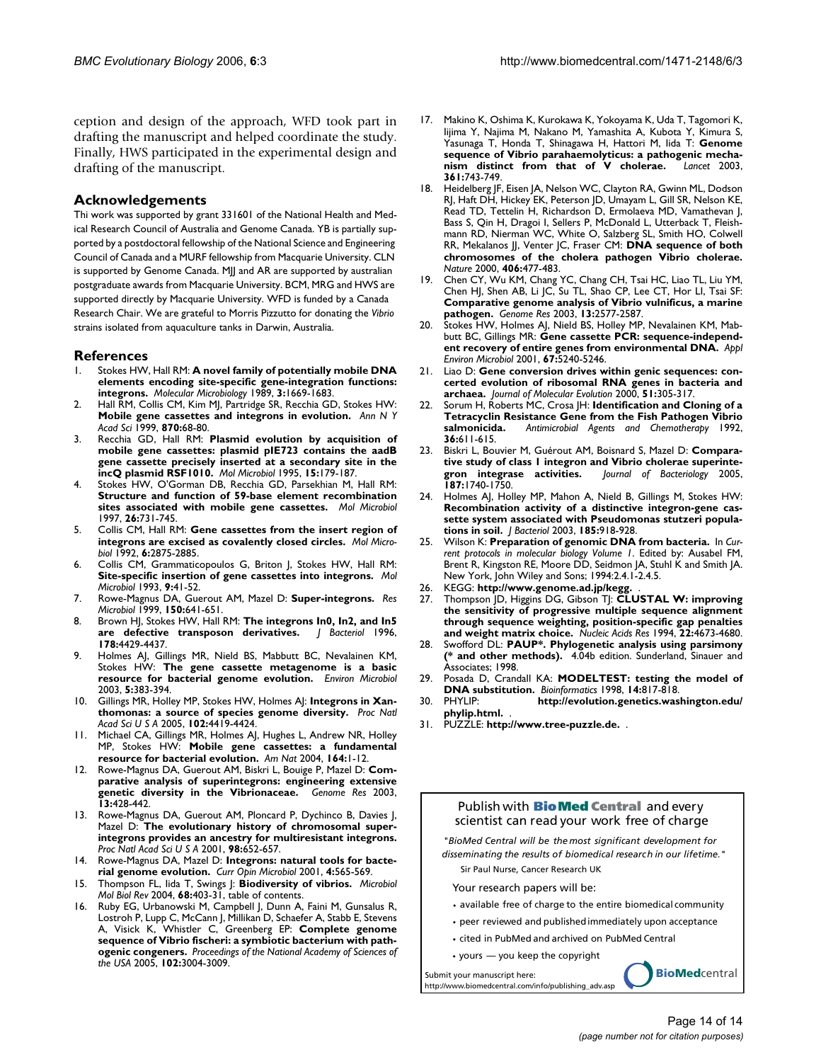ception and design of the approach, WFD took part in drafting the manuscript and helped coordinate the study. Finally, HWS participated in the experimental design and drafting of the manuscript.

## Acknowledgements

Thi work was supported by grant 331601 of the National Health and Medical Research Council of Australia and Genome Canada. YB is partially supported by a postdoctoral fellowship of the National Science and Engineering Council of Canada and a MURF fellowship from Macquarie University. CLN is supported by Genome Canada. MJJ and AR are supported by australian postgraduate awards from Macquarie University. BCM, MRG and HWS are supported directly by Macquarie University. WFD is funded by a Canada Research Chair. We are grateful to Morris Pizzutto for donating the *Vibrio* strains isolated from aquaculture tanks in Darwin, Australia.

## References

1. Stokes HW, Hall RM: **A novel family of potentially mobile DNA elements encoding site-specific gene-integration functions: integrons.** *Molecular Microbiology* 1989, **3:**1669-1683.
2. Hall RM, Collis CM, Kim MJ, Partridge SR, Recchia GD, Stokes HW: **Mobile gene cassettes and integrons in evolution.** *Ann N Y Acad Sci* 1999, **870:**68-80.
3. Recchia GD, Hall RM: **Plasmid evolution by acquisition of mobile gene cassettes: plasmid pIE723 contains the aadB gene cassette precisely inserted at a secondary site in the incQ plasmid RSF1010.** *Mol Microbiol* 1995, **15:**179-187.
4. Stokes HW, O'Gorman DB, Recchia GD, Parsekhian M, Hall RM: **Structure and function of 59-base element recombination sites associated with mobile gene cassettes.** *Mol Microbiol* 1997, **26:**731-745.
5. Collis CM, Hall RM: **Gene cassettes from the insert region of integrons are excised as covalently closed circles.** *Mol Microbiol* 1992, **6:**2875-2885.
6. Collis CM, Grammaticopoulos G, Briton J, Stokes HW, Hall RM: **Site-specific insertion of gene cassettes into integrons.** *Mol Microbiol* 1993, **9:**41-52.
7. Rowe-Magnus DA, Guerout AM, Mazel D: **Super-integrons.** *Res Microbiol* 1999, **150:**641-651.
8. Brown HJ, Stokes HW, Hall RM: **The integrons In0, In2, and In5 are defective transposon derivatives.** *J Bacteriol* 1996, **178:**4429-4437.
9. Holmes AJ, Gillings MR, Nield BS, Mabbutt BC, Nevalainen KM, Stokes HW: **The gene cassette metagenome is a basic resource for bacterial genome evolution.** *Environ Microbiol* 2003, **5:**383-394.
10. Gillings MR, Holley MP, Stokes HW, Holmes AJ: **Integrons in Xanthomonas: a source of species genome diversity.** *Proc Natl Acad Sci U S A* 2005, **102:**4419-4424.
11. Michael CA, Gillings MR, Holmes AJ, Hughes L, Andrew NR, Holley MP, Stokes HW: **Mobile gene cassettes: a fundamental resource for bacterial evolution.** *Am Nat* 2004, **164:**1-12.
12. Rowe-Magnus DA, Guerout AM, Biskri L, Bouige P, Mazel D: **Comparative analysis of superintegrons: engineering extensive genetic diversity in the Vibrionaceae.** *Genome Res* 2003, **13:**428-442.
13. Rowe-Magnus DA, Guerout AM, Ploncard P, Dychinco B, Davies J, Mazel D: **The evolutionary history of chromosomal superintegrons provides an ancestry for multiresistant integrons.** *Proc Natl Acad Sci U S A* 2001, **98:**652-657.
14. Rowe-Magnus DA, Mazel D: **Integrons: natural tools for bacterial genome evolution.** *Curr Opin Microbiol* 2001, **4:**565-569.
15. Thompson FL, Iida T, Swings J: **Biodiversity of vibrios.** *Microbiol Mol Biol Rev* 2004, **68:**403-31, table of contents.
16. Ruby EG, Urbanowski M, Campbell J, Dunn A, Faini M, Gunsalus R, Lostroh P, Lupp C, McCann J, Millikan D, Schaefer A, Stabb E, Stevens A, Visick K, Whistler C, Greenberg EP: **Complete genome sequence of Vibrio fischeri: a symbiotic bacterium with pathogenic congeners.** *Proceedings of the National Academy of Sciences of the USA* 2005, **102:**3004-3009.
17. Makino K, Oshima K, Kurokawa K, Yokoyama K, Uda T, Tagomori K, Iijima Y, Najima M, Nakano M, Yamashita A, Kubota Y, Kimura S, Yasunaga T, Honda T, Shinagawa H, Hattori M, Iida T: **Genome sequence of Vibrio parahaemolyticus: a pathogenic mechanism distinct from that of V cholerae.** *Lancet* 2003, **361:**743-749.
18. Heidelberg JF, Eisen JA, Nelson WC, Clayton RA, Gwinn ML, Dodson RJ, Haft DH, Hickey EK, Peterson JD, Umayam L, Gill SR, Nelson KE, Read TD, Tettelin H, Richardson D, Ermolaeva MD, Vamathevan J, Bass S, Qin H, Dragoi I, Sellers P, McDonald L, Utterback T, Fleishmann RD, Nierman WC, White O, Salzberg SL, Smith HO, Colwell RR, Mekalanos JJ, Venter JC, Fraser CM: **DNA sequence of both chromosomes of the cholera pathogen Vibrio cholerae.** *Nature* 2000, **406:**477-483.
19. Chen CY, Wu KM, Chang YC, Chang CH, Tsai HC, Liao TL, Liu YM, Chen HJ, Shen AB, Li JC, Su TL, Shao CP, Lee CT, Hor LI, Tsai SF: **Comparative genome analysis of Vibrio vulnificus, a marine pathogen.** *Genome Res* 2003, **13:**2577-2587.
20. Stokes HW, Holmes AJ, Nield BS, Holley MP, Nevalainen KM, Mabbutt BC, Gillings MR: **Gene cassette PCR: sequence-independent recovery of entire genes from environmental DNA.** *Appl Environ Microbiol* 2001, **67:**5240-5246.
21. Liao D: **Gene conversion drives within genic sequences: concerted evolution of ribosomal RNA genes in bacteria and archaea.** *Journal of Molecular Evolution* 2000, **51:**305-317.
22. Sorum H, Roberts MC, Crosa JH: **Identification and Cloning of a Tetracyclin Resistance Gene from the Fish Pathogen Vibrio salmonicida.** *Antimicrobial Agents and Chemotherapy* 1992, **36:**611-615.
23. Biskri L, Bouvier M, Guérout AM, Boisnard S, Mazel D: **Comparative study of class 1 integron and Vibrio cholerae superintegron integrase activities.** *Journal of Bacteriology* 2005, **187:**1740-1750.
24. Holmes AJ, Holley MP, Mahon A, Nield B, Gillings M, Stokes HW: **Recombination activity of a distinctive integron-gene cassette system associated with Pseudomonas stutzeri populations in soil.** *J Bacteriol* 2003, **185:**918-928.
25. Wilson K: **Preparation of genomic DNA from bacteria.** In *Current protocols in molecular biology Volume 1*. Edited by: Ausubel FM, Brent R, Kingston RE, Moore DD, Seidmon JA, Stuhl K and Smith JA. New York, John Wiley and Sons; 1994:2.4.1-2.4.5.
26. KEGG: **http://www.genome.ad.jp/kegg.** .
27. Thompson JD, Higgins DG, Gibson TJ: **CLUSTAL W: improving the sensitivity of progressive multiple sequence alignment through sequence weighting, position-specific gap penalties and weight matrix choice.** *Nucleic Acids Res* 1994, **22:**4673-4680.
28. Swofford DL: **PAUP\*. Phylogenetic analysis using parsimony (\* and other methods).** 4.04b edition. Sunderland, Sinauer and Associates; 1998.
29. Posada D, Crandall KA: **MODELTEST: testing the model of DNA substitution.** *Bioinformatics* 1998, **14:**817-818.
30. PHYLIP: **http://evolution.genetics.washington.edu/phylip.html.** .
31. PUZZLE: **http://www.tree-puzzle.de.** .

Publish with **BioMed Central** and every scientist can read your work free of charge

*"BioMed Central will be the most significant development for disseminating the results of biomedical research in our lifetime."*

Sir Paul Nurse, Cancer Research UK

Your research papers will be:

- available free of charge to the entire biomedical community
- peer reviewed and published immediately upon acceptance
- cited in PubMed and archived on PubMed Central
- yours — you keep the copyright

Submit your manuscript here:
http://www.biomedcentral.com/info/publishing_adv.asp

BioMedcentral